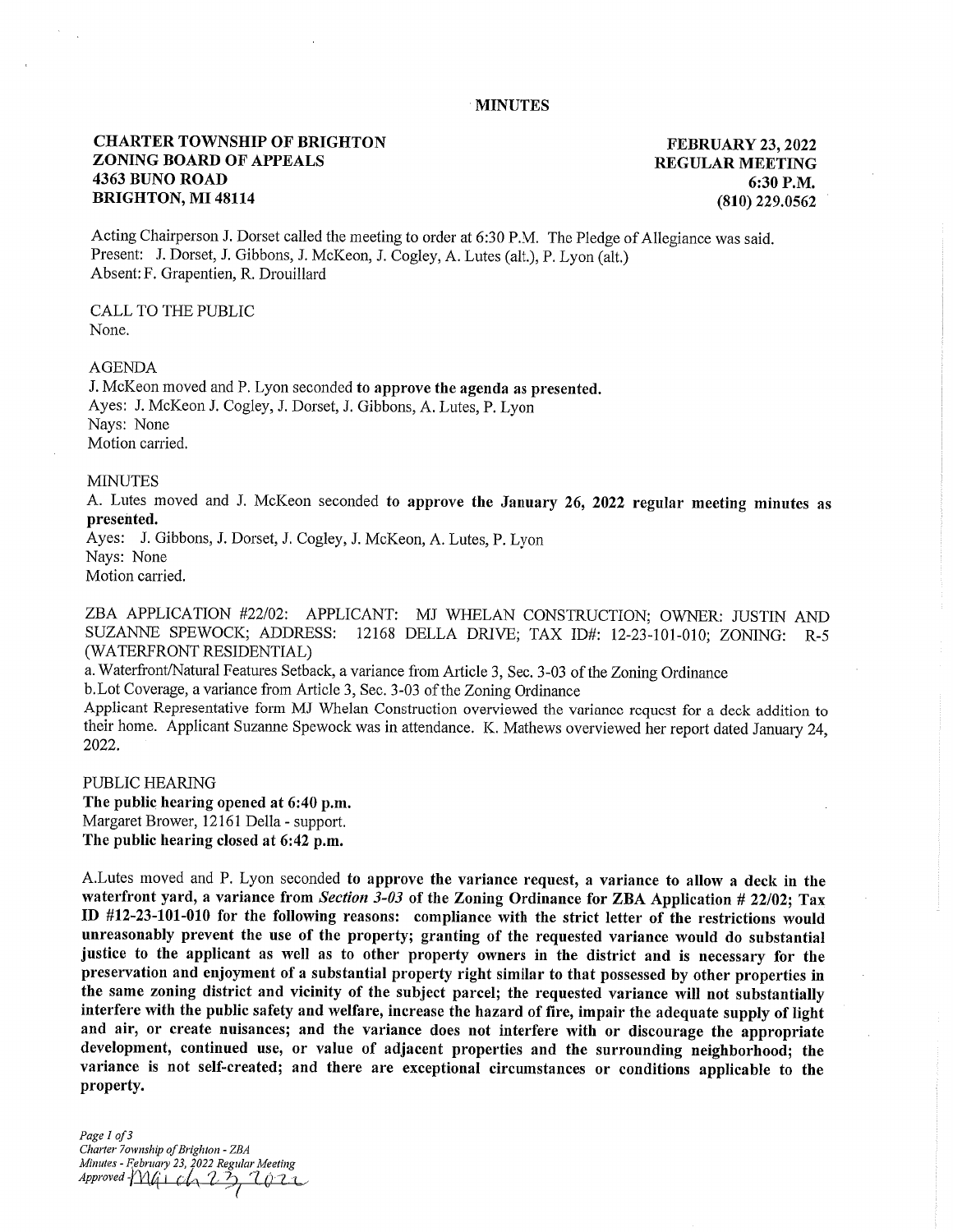# MINUTES

**CHARTER TOWNSHIP OF BRIGHTON**
**ZONING BOARD OF APPEALS**
**4363 BUNO ROAD**
**BRIGHTON, MI 48114**

**FEBRUARY 23, 2022**
**REGULAR MEETING**
**6:30 P.M.**
**(810) 229.0562**

Acting Chairperson J. Dorset called the meeting to order at 6:30 P.M. The Pledge of Allegiance was said.
Present: J. Dorset, J. Gibbons, J. McKeon, J. Cogley, A. Lutes (alt.), P. Lyon (alt.)
Absent: F. Grapentien, R. Drouillard

CALL TO THE PUBLIC
None.

AGENDA
J. McKeon moved and P. Lyon seconded **to approve the agenda as presented.**
Ayes: J. McKeon J. Cogley, J. Dorset, J. Gibbons, A. Lutes, P. Lyon
Nays: None
Motion carried.

MINUTES
A. Lutes moved and J. McKeon seconded **to approve the January 26, 2022 regular meeting minutes as presented.**
Ayes: J. Gibbons, J. Dorset, J. Cogley, J. McKeon, A. Lutes, P. Lyon
Nays: None
Motion carried.

ZBA APPLICATION #22/02: APPLICANT: MJ WHELAN CONSTRUCTION; OWNER: JUSTIN AND SUZANNE SPEWOCK; ADDRESS: 12168 DELLA DRIVE; TAX ID#: 12-23-101-010; ZONING: R-5 (WATERFRONT RESIDENTIAL)
a. Waterfront/Natural Features Setback, a variance from Article 3, Sec. 3-03 of the Zoning Ordinance
b. Lot Coverage, a variance from Article 3, Sec. 3-03 of the Zoning Ordinance
Applicant Representative form MJ Whelan Construction overviewed the variance request for a deck addition to their home. Applicant Suzanne Spewock was in attendance. K. Mathews overviewed her report dated January 24, 2022.

PUBLIC HEARING
**The public hearing opened at 6:40 p.m.**
Margaret Brower, 12161 Della - support.
**The public hearing closed at 6:42 p.m.**

A.Lutes moved and P. Lyon seconded **to approve the variance request, a variance to allow a deck in the waterfront yard, a variance from *Section 3-03* of the Zoning Ordinance for ZBA Application # 22/02; Tax ID #12-23-101-010 for the following reasons: compliance with the strict letter of the restrictions would unreasonably prevent the use of the property; granting of the requested variance would do substantial justice to the applicant as well as to other property owners in the district and is necessary for the preservation and enjoyment of a substantial property right similar to that possessed by other properties in the same zoning district and vicinity of the subject parcel; the requested variance will not substantially interfere with the public safety and welfare, increase the hazard of fire, impair the adequate supply of light and air, or create nuisances; and the variance does not interfere with or discourage the appropriate development, continued use, or value of adjacent properties and the surrounding neighborhood; the variance is not self-created; and there are exceptional circumstances or conditions applicable to the property.**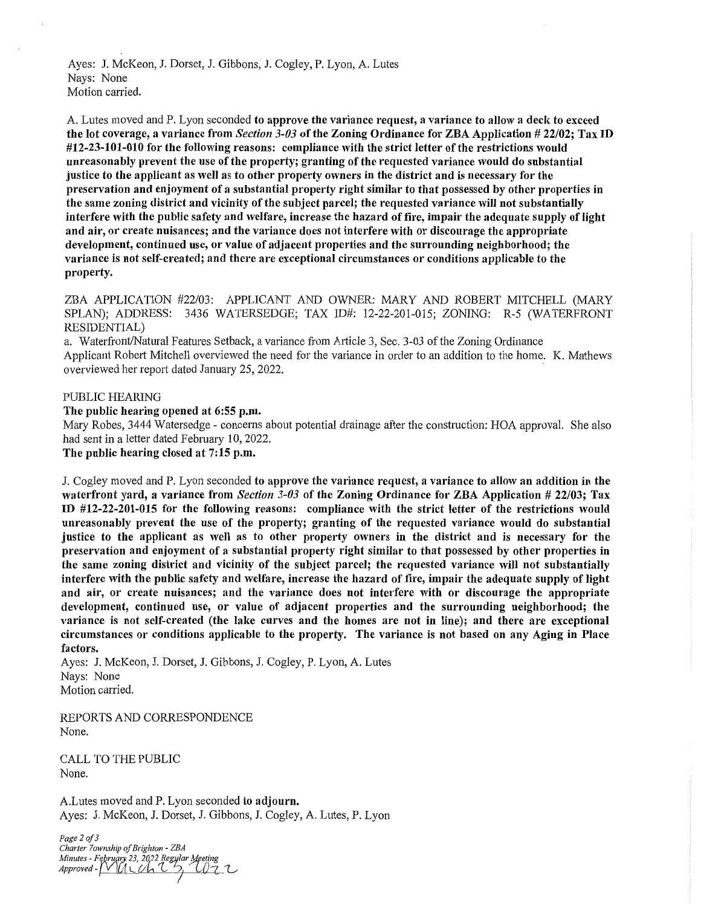Ayes: J. McKeon, J. Dorset, J. Gibbons, J. Cogley, P. Lyon, A. Lutes
Nays: None
Motion carried.

A. Lutes moved and P. Lyon seconded **to approve the variance request, a variance to allow a deck to exceed the lot coverage, a variance from *Section 3-03* of the Zoning Ordinance for ZBA Application # 22/02; Tax ID #12-23-101-010 for the following reasons: compliance with the strict letter of the restrictions would unreasonably prevent the use of the property; granting of the requested variance would do substantial justice to the applicant as well as to other property owners in the district and is necessary for the preservation and enjoyment of a substantial property right similar to that possessed by other properties in the same zoning district and vicinity of the subject parcel; the requested variance will not substantially interfere with the public safety and welfare, increase the hazard of fire, impair the adequate supply of light and air, or create nuisances; and the variance does not interfere with or discourage the appropriate development, continued use, or value of adjacent properties and the surrounding neighborhood; the variance is not self-created; and there are exceptional circumstances or conditions applicable to the property.**

ZBA APPLICATION #22/03: APPLICANT AND OWNER: MARY AND ROBERT MITCHELL (MARY SPLAN); ADDRESS: 3436 WATERSEDGE; TAX ID#: 12-22-201-015; ZONING: R-5 (WATERFRONT RESIDENTIAL)

a. Waterfront/Natural Features Setback, a variance from Article 3, Sec. 3-03 of the Zoning Ordinance

Applicant Robert Mitchell overviewed the need for the variance in order to an addition to the home. K. Mathews overviewed her report dated January 25, 2022.

PUBLIC HEARING

**The public hearing opened at 6:55 p.m.**

Mary Robes, 3444 Watersedge - concerns about potential drainage after the construction: HOA approval. She also had sent in a letter dated February 10, 2022.

**The public hearing closed at 7:15 p.m.**

J. Cogley moved and P. Lyon seconded **to approve the variance request, a variance to allow an addition in the waterfront yard, a variance from *Section 3-03* of the Zoning Ordinance for ZBA Application # 22/03; Tax ID #12-22-201-015 for the following reasons: compliance with the strict letter of the restrictions would unreasonably prevent the use of the property; granting of the requested variance would do substantial justice to the applicant as well as to other property owners in the district and is necessary for the preservation and enjoyment of a substantial property right similar to that possessed by other properties in the same zoning district and vicinity of the subject parcel; the requested variance will not substantially interfere with the public safety and welfare, increase the hazard of fire, impair the adequate supply of light and air, or create nuisances; and the variance does not interfere with or discourage the appropriate development, continued use, or value of adjacent properties and the surrounding neighborhood; the variance is not self-created (the lake curves and the homes are not in line); and there are exceptional circumstances or conditions applicable to the property. The variance is not based on any Aging in Place factors.**

Ayes: J. McKeon, J. Dorset, J. Gibbons, J. Cogley, P. Lyon, A. Lutes
Nays: None
Motion carried.

REPORTS AND CORRESPONDENCE
None.

CALL TO THE PUBLIC
None.

A.Lutes moved and P. Lyon seconded **to adjourn.**
Ayes: J. McKeon, J. Dorset, J. Gibbons, J. Cogley, A. Lutes, P. Lyon

*Charter Township of Brighton - ZBA*
*Minutes - February 23, 2022 Regular Meeting*
*Approved - March 23, 2022*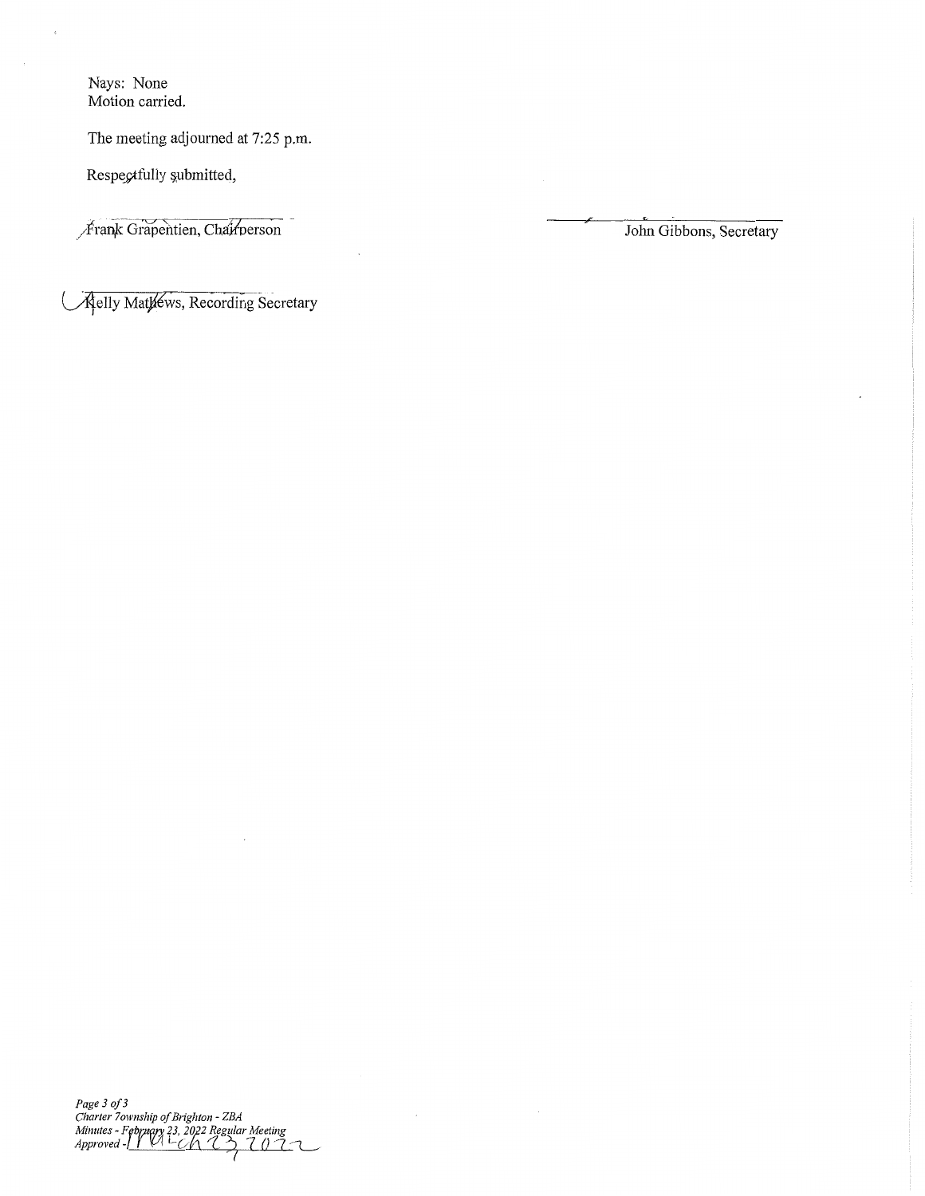Nays: None
Motion carried.

The meeting adjourned at 7:25 p.m.

Respectfully submitted,

Frank Grapentien, Chairperson

John Gibbons, Secretary

Kelly Mathews, Recording Secretary

*Charter Township of Brighton - ZBA*
*Minutes - February 23, 2022 Regular Meeting*
*Approved - March 23, 2022*